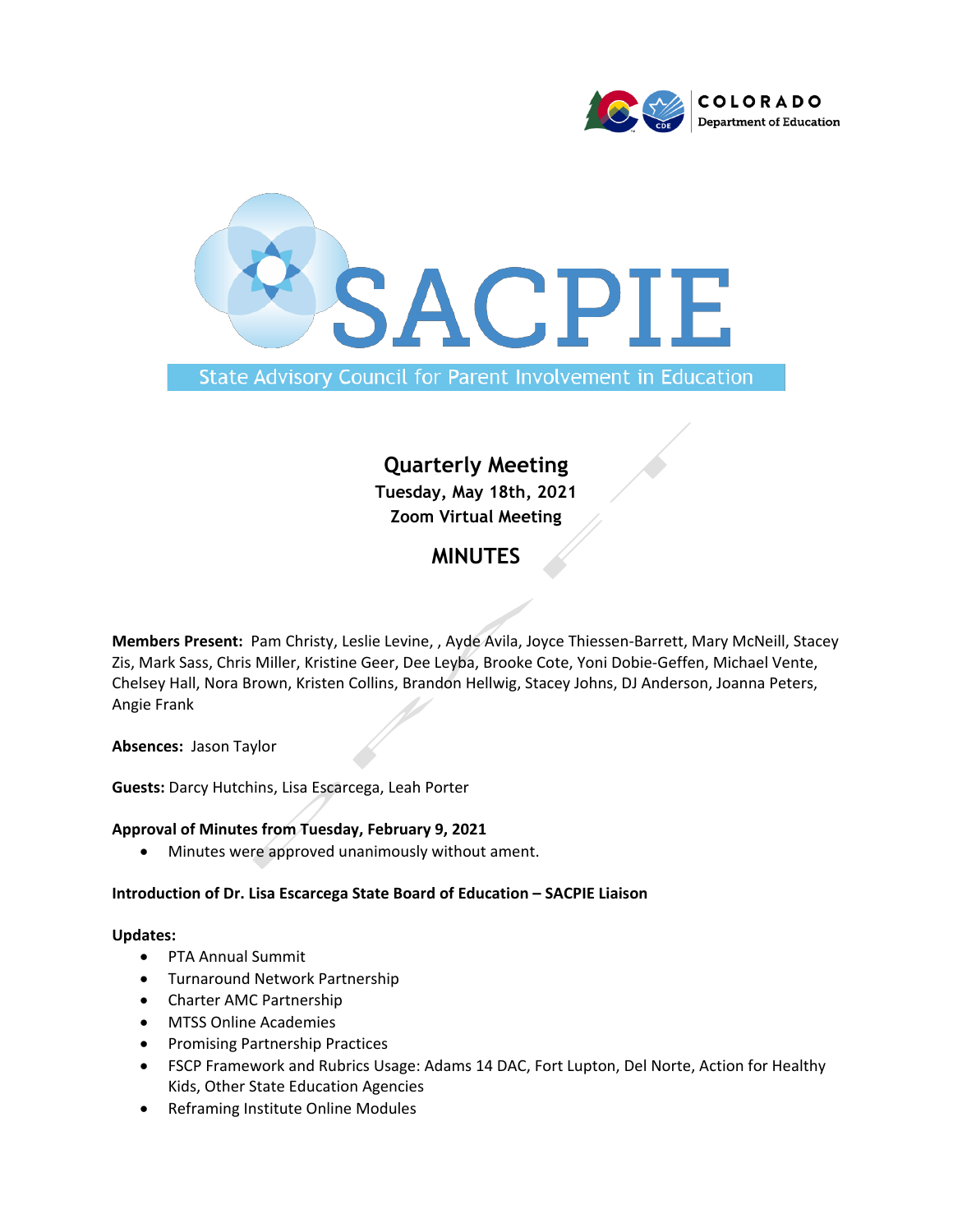COLORADO
Department of Education

# SACPIE

State Advisory Council for Parent Involvement in Education

## Quarterly Meeting

**Tuesday, May 18th, 2021**

**Zoom Virtual Meeting**

## MINUTES

**Members Present:** Pam Christy, Leslie Levine, , Ayde Avila, Joyce Thiessen-Barrett, Mary McNeill, Stacey Zis, Mark Sass, Chris Miller, Kristine Geer, Dee Leyba, Brooke Cote, Yoni Dobie-Geffen, Michael Vente, Chelsey Hall, Nora Brown, Kristen Collins, Brandon Hellwig, Stacey Johns, DJ Anderson, Joanna Peters, Angie Frank

**Absences:** Jason Taylor

**Guests:** Darcy Hutchins, Lisa Escarcega, Leah Porter

**Approval of Minutes from Tuesday, February 9, 2021**

- Minutes were approved unanimously without ament.

**Introduction of Dr. Lisa Escarcega State Board of Education – SACPIE Liaison**

**Updates:**

- PTA Annual Summit
- Turnaround Network Partnership
- Charter AMC Partnership
- MTSS Online Academies
- Promising Partnership Practices
- FSCP Framework and Rubrics Usage: Adams 14 DAC, Fort Lupton, Del Norte, Action for Healthy Kids, Other State Education Agencies
- Reframing Institute Online Modules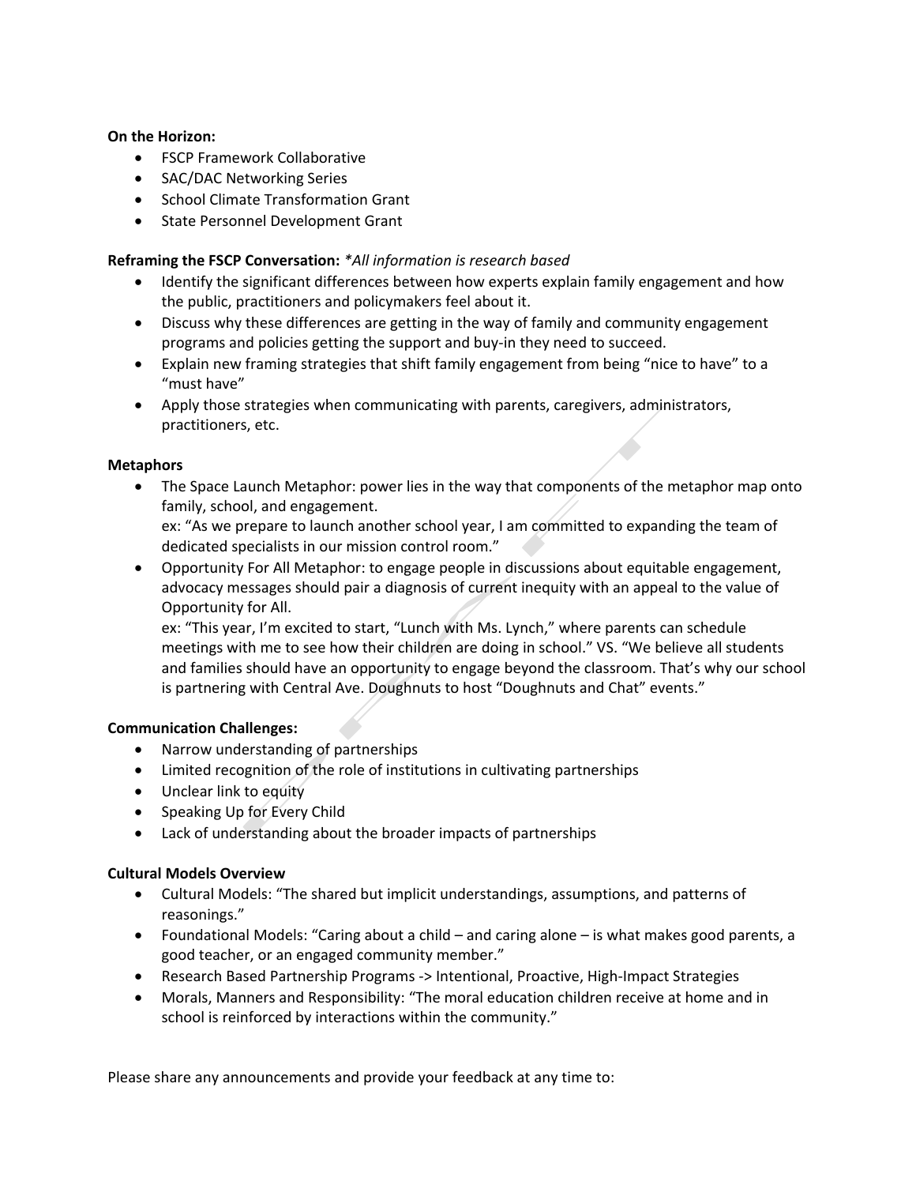**On the Horizon:**

- FSCP Framework Collaborative
- SAC/DAC Networking Series
- School Climate Transformation Grant
- State Personnel Development Grant

**Reframing the FSCP Conversation:** *\*All information is research based*

- Identify the significant differences between how experts explain family engagement and how the public, practitioners and policymakers feel about it.
- Discuss why these differences are getting in the way of family and community engagement programs and policies getting the support and buy-in they need to succeed.
- Explain new framing strategies that shift family engagement from being "nice to have" to a "must have"
- Apply those strategies when communicating with parents, caregivers, administrators, practitioners, etc.

**Metaphors**

- The Space Launch Metaphor: power lies in the way that components of the metaphor map onto family, school, and engagement.
  ex: "As we prepare to launch another school year, I am committed to expanding the team of dedicated specialists in our mission control room."
- Opportunity For All Metaphor: to engage people in discussions about equitable engagement, advocacy messages should pair a diagnosis of current inequity with an appeal to the value of Opportunity for All.
  ex: "This year, I'm excited to start, "Lunch with Ms. Lynch," where parents can schedule meetings with me to see how their children are doing in school." VS. "We believe all students and families should have an opportunity to engage beyond the classroom. That's why our school is partnering with Central Ave. Doughnuts to host "Doughnuts and Chat" events."

**Communication Challenges:**

- Narrow understanding of partnerships
- Limited recognition of the role of institutions in cultivating partnerships
- Unclear link to equity
- Speaking Up for Every Child
- Lack of understanding about the broader impacts of partnerships

**Cultural Models Overview**

- Cultural Models: "The shared but implicit understandings, assumptions, and patterns of reasonings."
- Foundational Models: "Caring about a child – and caring alone – is what makes good parents, a good teacher, or an engaged community member."
- Research Based Partnership Programs -> Intentional, Proactive, High-Impact Strategies
- Morals, Manners and Responsibility: "The moral education children receive at home and in school is reinforced by interactions within the community."

Please share any announcements and provide your feedback at any time to: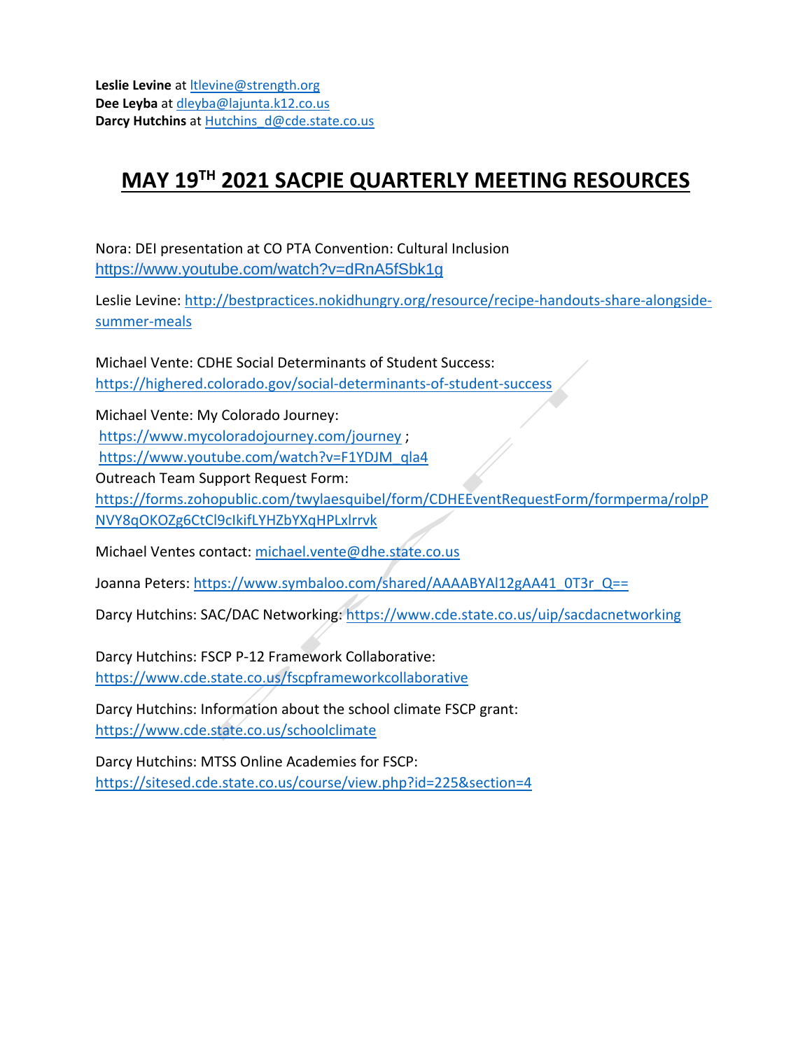**Leslie Levine** at ltlevine@strength.org
**Dee Leyba** at dleyba@lajunta.k12.co.us
**Darcy Hutchins** at Hutchins_d@cde.state.co.us

# MAY 19TH 2021 SACPIE QUARTERLY MEETING RESOURCES

Nora: DEI presentation at CO PTA Convention: Cultural Inclusion
https://www.youtube.com/watch?v=dRnA5fSbk1g

Leslie Levine: http://bestpractices.nokidhungry.org/resource/recipe-handouts-share-alongside-summer-meals

Michael Vente: CDHE Social Determinants of Student Success:
https://highered.colorado.gov/social-determinants-of-student-success

Michael Vente: My Colorado Journey:
https://www.mycoloradojourney.com/journey ;
https://www.youtube.com/watch?v=F1YDJM_qla4
Outreach Team Support Request Form:
https://forms.zohopublic.com/twylaesquibel/form/CDHEEventRequestForm/formperma/rolpPNVY8qOKOZg6CtCl9cIkifLYHZbYXqHPLxlrrvk

Michael Ventes contact: michael.vente@dhe.state.co.us

Joanna Peters: https://www.symbaloo.com/shared/AAAABYAl12gAA41_0T3r_Q==

Darcy Hutchins: SAC/DAC Networking: https://www.cde.state.co.us/uip/sacdacnetworking

Darcy Hutchins: FSCP P-12 Framework Collaborative:
https://www.cde.state.co.us/fscpframeworkcollaborative

Darcy Hutchins: Information about the school climate FSCP grant:
https://www.cde.state.co.us/schoolclimate

Darcy Hutchins: MTSS Online Academies for FSCP:
https://sitesed.cde.state.co.us/course/view.php?id=225&section=4